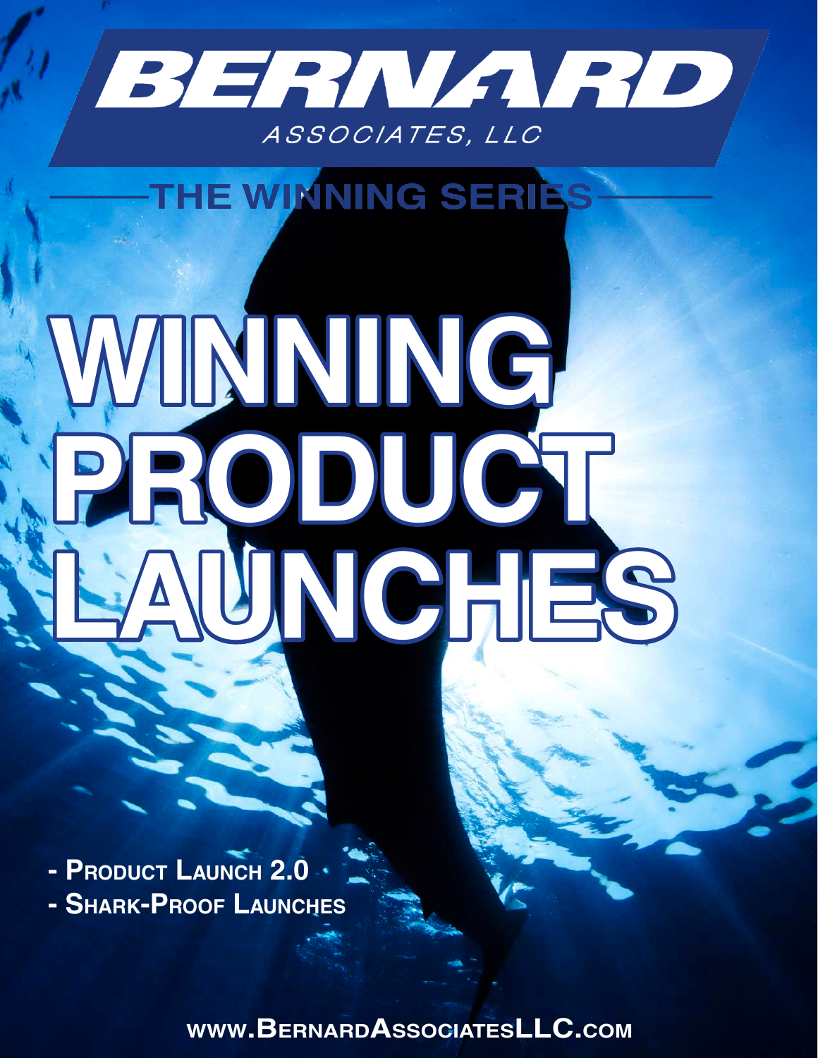# BERNARD

ASSOCIATES, LLC

THE WINNING SERIES

# WINNING PRODUCT LAUNCHES

- **Product Launch 2.0**
- **Shark-Proof Launches**

**www.BernardAssociatesLLC.com**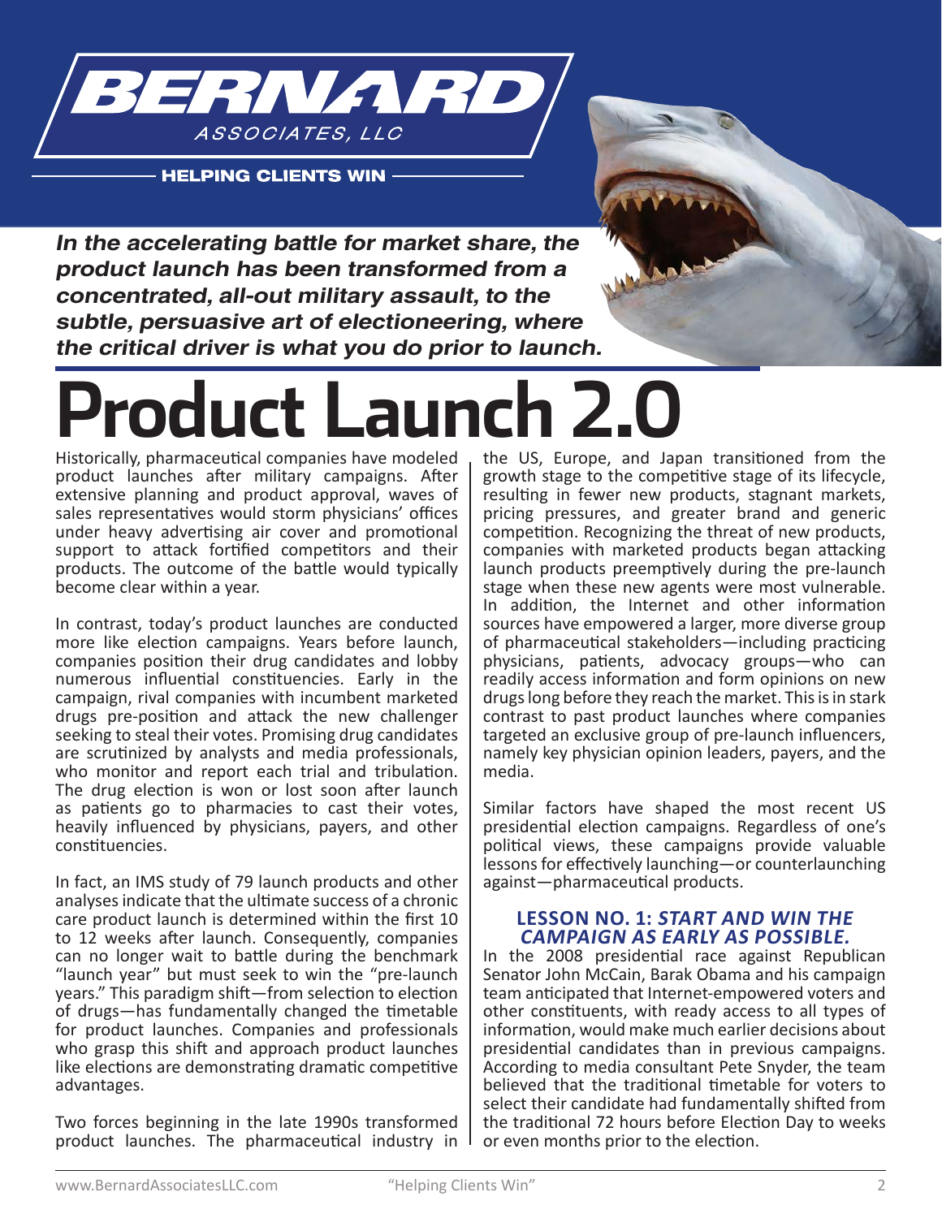BERNARD ASSOCIATES, LLC

HELPING CLIENTS WIN

***In the accelerating battle for market share, the product launch has been transformed from a concentrated, all-out military assault, to the subtle, persuasive art of electioneering, where the critical driver is what you do prior to launch.***

# Product Launch 2.0

Historically, pharmaceutical companies have modeled product launches after military campaigns. After extensive planning and product approval, waves of sales representatives would storm physicians' offices under heavy advertising air cover and promotional support to attack fortified competitors and their products. The outcome of the battle would typically become clear within a year.

In contrast, today's product launches are conducted more like election campaigns. Years before launch, companies position their drug candidates and lobby numerous influential constituencies. Early in the campaign, rival companies with incumbent marketed drugs pre-position and attack the new challenger seeking to steal their votes. Promising drug candidates are scrutinized by analysts and media professionals, who monitor and report each trial and tribulation. The drug election is won or lost soon after launch as patients go to pharmacies to cast their votes, heavily influenced by physicians, payers, and other constituencies.

In fact, an IMS study of 79 launch products and other analyses indicate that the ultimate success of a chronic care product launch is determined within the first 10 to 12 weeks after launch. Consequently, companies can no longer wait to battle during the benchmark "launch year" but must seek to win the "pre-launch years." This paradigm shift—from selection to election of drugs—has fundamentally changed the timetable for product launches. Companies and professionals who grasp this shift and approach product launches like elections are demonstrating dramatic competitive advantages.

Two forces beginning in the late 1990s transformed product launches. The pharmaceutical industry in the US, Europe, and Japan transitioned from the growth stage to the competitive stage of its lifecycle, resulting in fewer new products, stagnant markets, pricing pressures, and greater brand and generic competition. Recognizing the threat of new products, companies with marketed products began attacking launch products preemptively during the pre-launch stage when these new agents were most vulnerable. In addition, the Internet and other information sources have empowered a larger, more diverse group of pharmaceutical stakeholders—including practicing physicians, patients, advocacy groups—who can readily access information and form opinions on new drugs long before they reach the market. This is in stark contrast to past product launches where companies targeted an exclusive group of pre-launch influencers, namely key physician opinion leaders, payers, and the media.

Similar factors have shaped the most recent US presidential election campaigns. Regardless of one's political views, these campaigns provide valuable lessons for effectively launching—or counterlaunching against—pharmaceutical products.

### LESSON NO. 1: *START AND WIN THE CAMPAIGN AS EARLY AS POSSIBLE.*

In the 2008 presidential race against Republican Senator John McCain, Barak Obama and his campaign team anticipated that Internet-empowered voters and other constituents, with ready access to all types of information, would make much earlier decisions about presidential candidates than in previous campaigns. According to media consultant Pete Snyder, the team believed that the traditional timetable for voters to select their candidate had fundamentally shifted from the traditional 72 hours before Election Day to weeks or even months prior to the election.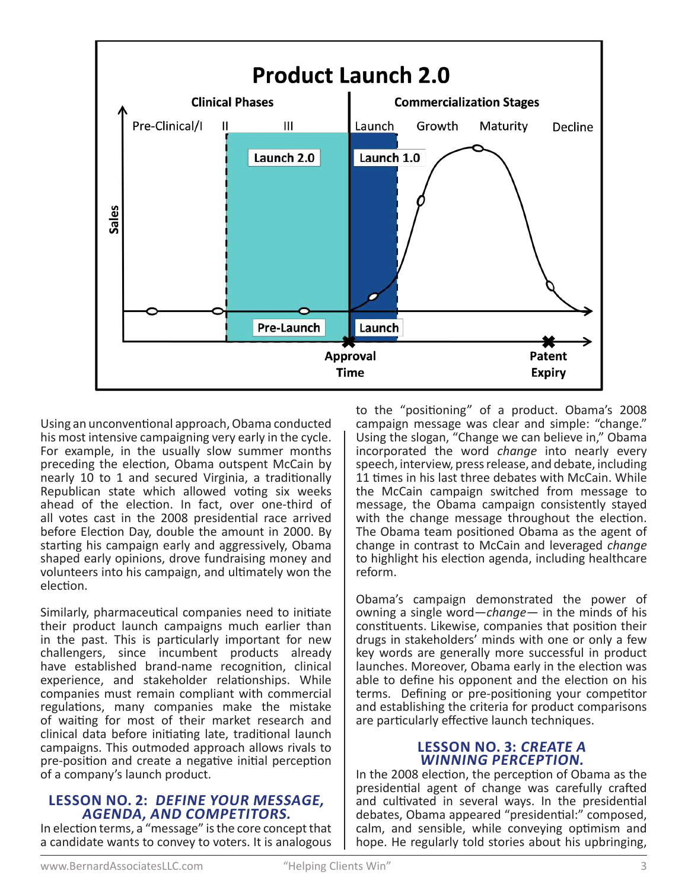**Product Launch 2.0**

Using an unconventional approach, Obama conducted his most intensive campaigning very early in the cycle. For example, in the usually slow summer months preceding the election, Obama outspent McCain by nearly 10 to 1 and secured Virginia, a traditionally Republican state which allowed voting six weeks ahead of the election. In fact, over one-third of all votes cast in the 2008 presidential race arrived before Election Day, double the amount in 2000. By starting his campaign early and aggressively, Obama shaped early opinions, drove fundraising money and volunteers into his campaign, and ultimately won the election.

Similarly, pharmaceutical companies need to initiate their product launch campaigns much earlier than in the past. This is particularly important for new challengers, since incumbent products already have established brand-name recognition, clinical experience, and stakeholder relationships. While companies must remain compliant with commercial regulations, many companies make the mistake of waiting for most of their market research and clinical data before initiating late, traditional launch campaigns. This outmoded approach allows rivals to pre-position and create a negative initial perception of a company's launch product.

## LESSON NO. 2: *DEFINE YOUR MESSAGE, AGENDA, AND COMPETITORS.*

In election terms, a "message" is the core concept that a candidate wants to convey to voters. It is analogous to the "positioning" of a product. Obama's 2008 campaign message was clear and simple: "change." Using the slogan, "Change we can believe in," Obama incorporated the word *change* into nearly every speech, interview, press release, and debate, including 11 times in his last three debates with McCain. While the McCain campaign switched from message to message, the Obama campaign consistently stayed with the change message throughout the election. The Obama team positioned Obama as the agent of change in contrast to McCain and leveraged *change* to highlight his election agenda, including healthcare reform.

Obama's campaign demonstrated the power of owning a single word—*change*— in the minds of his constituents. Likewise, companies that position their drugs in stakeholders' minds with one or only a few key words are generally more successful in product launches. Moreover, Obama early in the election was able to define his opponent and the election on his terms. Defining or pre-positioning your competitor and establishing the criteria for product comparisons are particularly effective launch techniques.

## LESSON NO. 3: *CREATE A WINNING PERCEPTION.*

In the 2008 election, the perception of Obama as the presidential agent of change was carefully crafted and cultivated in several ways. In the presidential debates, Obama appeared "presidential:" composed, calm, and sensible, while conveying optimism and hope. He regularly told stories about his upbringing,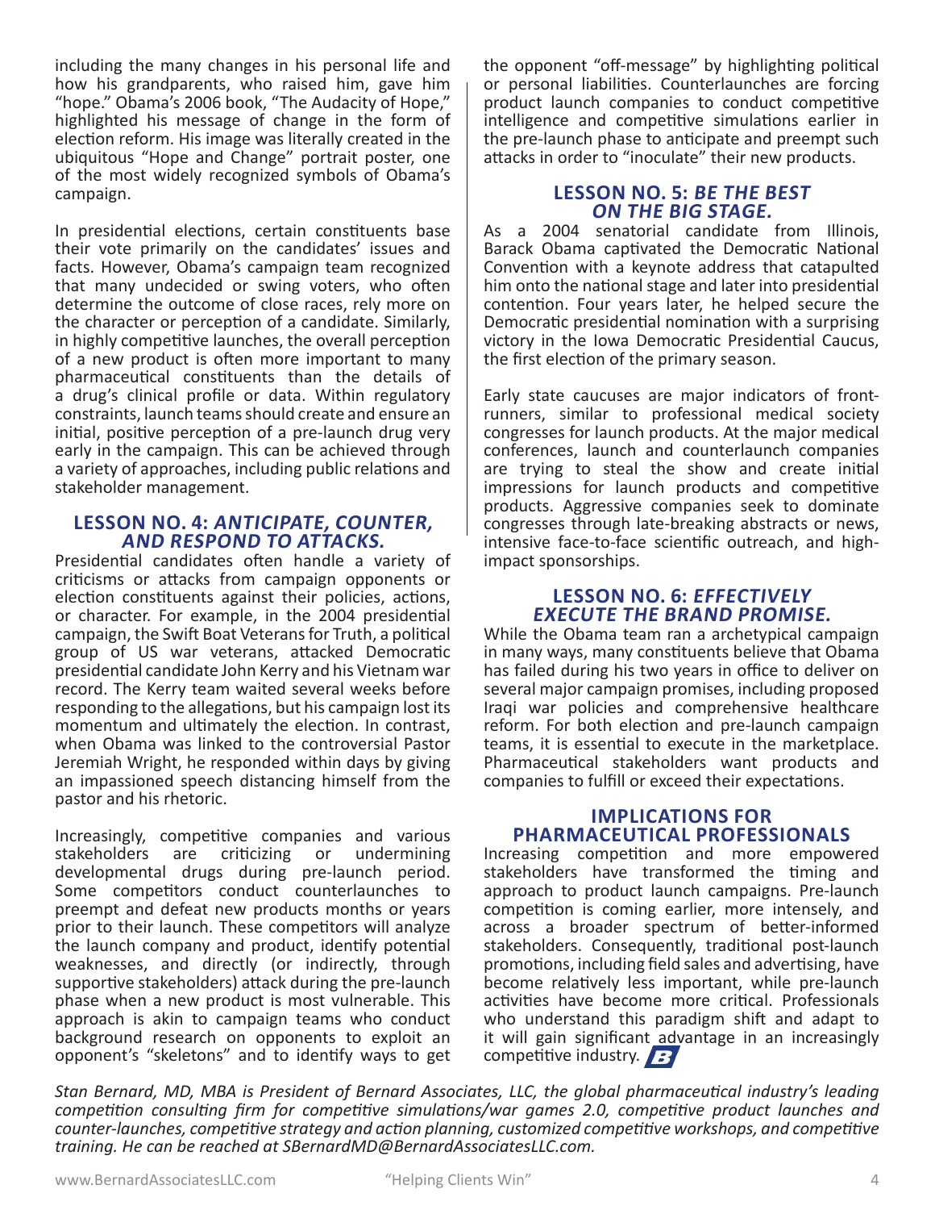including the many changes in his personal life and how his grandparents, who raised him, gave him "hope." Obama's 2006 book, "The Audacity of Hope," highlighted his message of change in the form of election reform. His image was literally created in the ubiquitous "Hope and Change" portrait poster, one of the most widely recognized symbols of Obama's campaign.

In presidential elections, certain constituents base their vote primarily on the candidates' issues and facts. However, Obama's campaign team recognized that many undecided or swing voters, who often determine the outcome of close races, rely more on the character or perception of a candidate. Similarly, in highly competitive launches, the overall perception of a new product is often more important to many pharmaceutical constituents than the details of a drug's clinical profile or data. Within regulatory constraints, launch teams should create and ensure an initial, positive perception of a pre-launch drug very early in the campaign. This can be achieved through a variety of approaches, including public relations and stakeholder management.

## LESSON NO. 4: *ANTICIPATE, COUNTER, AND RESPOND TO ATTACKS.*

Presidential candidates often handle a variety of criticisms or attacks from campaign opponents or election constituents against their policies, actions, or character. For example, in the 2004 presidential campaign, the Swift Boat Veterans for Truth, a political group of US war veterans, attacked Democratic presidential candidate John Kerry and his Vietnam war record. The Kerry team waited several weeks before responding to the allegations, but his campaign lost its momentum and ultimately the election. In contrast, when Obama was linked to the controversial Pastor Jeremiah Wright, he responded within days by giving an impassioned speech distancing himself from the pastor and his rhetoric.

Increasingly, competitive companies and various stakeholders are criticizing or undermining developmental drugs during pre-launch period. Some competitors conduct counterlaunches to preempt and defeat new products months or years prior to their launch. These competitors will analyze the launch company and product, identify potential weaknesses, and directly (or indirectly, through supportive stakeholders) attack during the pre-launch phase when a new product is most vulnerable. This approach is akin to campaign teams who conduct background research on opponents to exploit an opponent's "skeletons" and to identify ways to get the opponent "off-message" by highlighting political or personal liabilities. Counterlaunches are forcing product launch companies to conduct competitive intelligence and competitive simulations earlier in the pre-launch phase to anticipate and preempt such attacks in order to "inoculate" their new products.

## LESSON NO. 5: *BE THE BEST ON THE BIG STAGE.*

As a 2004 senatorial candidate from Illinois, Barack Obama captivated the Democratic National Convention with a keynote address that catapulted him onto the national stage and later into presidential contention. Four years later, he helped secure the Democratic presidential nomination with a surprising victory in the Iowa Democratic Presidential Caucus, the first election of the primary season.

Early state caucuses are major indicators of front-runners, similar to professional medical society congresses for launch products. At the major medical conferences, launch and counterlaunch companies are trying to steal the show and create initial impressions for launch products and competitive products. Aggressive companies seek to dominate congresses through late-breaking abstracts or news, intensive face-to-face scientific outreach, and high-impact sponsorships.

## LESSON NO. 6: *EFFECTIVELY EXECUTE THE BRAND PROMISE.*

While the Obama team ran a archetypical campaign in many ways, many constituents believe that Obama has failed during his two years in office to deliver on several major campaign promises, including proposed Iraqi war policies and comprehensive healthcare reform. For both election and pre-launch campaign teams, it is essential to execute in the marketplace. Pharmaceutical stakeholders want products and companies to fulfill or exceed their expectations.

## IMPLICATIONS FOR PHARMACEUTICAL PROFESSIONALS

Increasing competition and more empowered stakeholders have transformed the timing and approach to product launch campaigns. Pre-launch competition is coming earlier, more intensely, and across a broader spectrum of better-informed stakeholders. Consequently, traditional post-launch promotions, including field sales and advertising, have become relatively less important, while pre-launch activities have become more critical. Professionals who understand this paradigm shift and adapt to it will gain significant advantage in an increasingly competitive industry.

*Stan Bernard, MD, MBA is President of Bernard Associates, LLC, the global pharmaceutical industry's leading competition consulting firm for competitive simulations/war games 2.0, competitive product launches and counter-launches, competitive strategy and action planning, customized competitive workshops, and competitive training. He can be reached at SBernardMD@BernardAssociatesLLC.com.*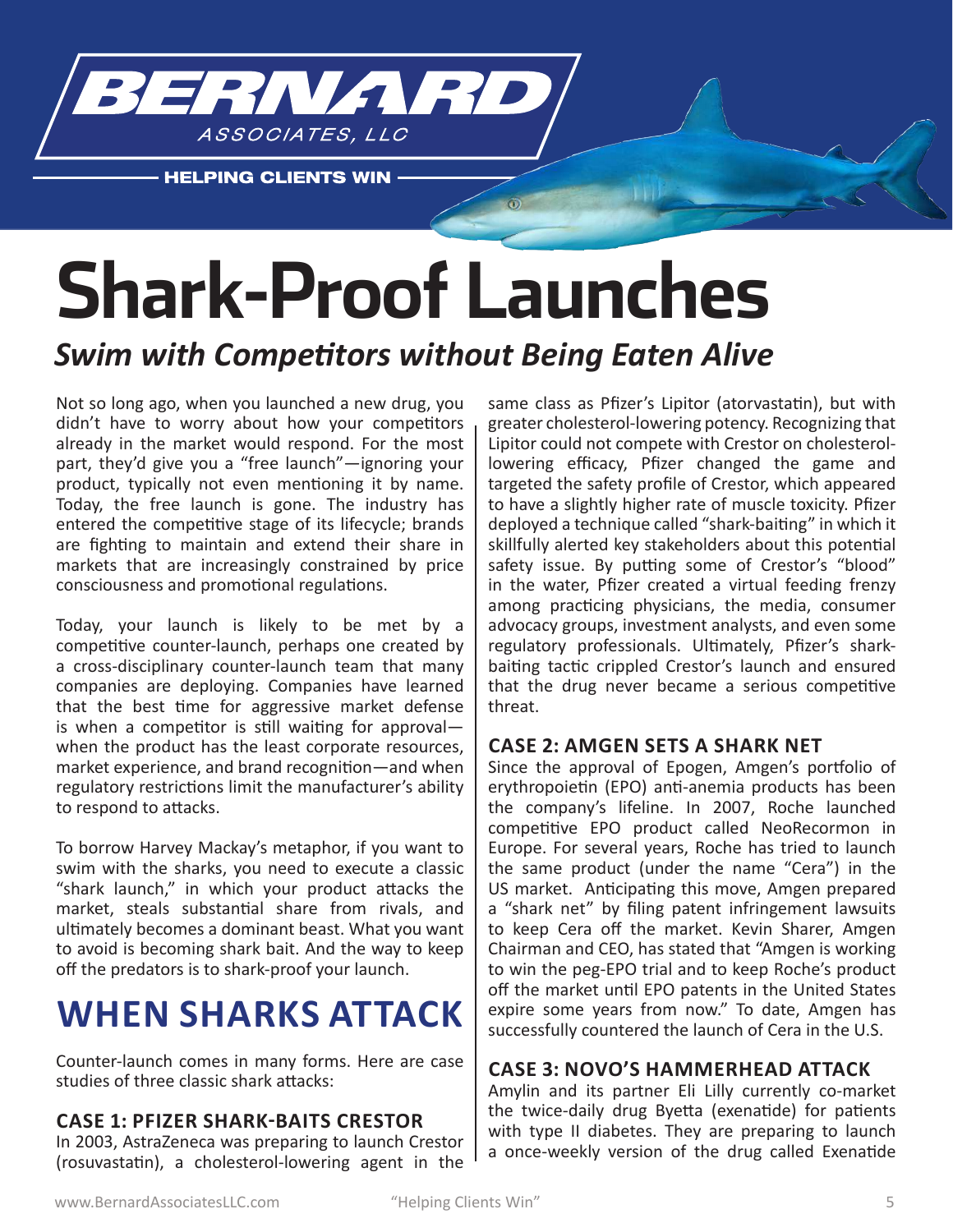# Shark-Proof Launches

## *Swim with Competitors without Being Eaten Alive*

Not so long ago, when you launched a new drug, you didn't have to worry about how your competitors already in the market would respond. For the most part, they'd give you a "free launch"—ignoring your product, typically not even mentioning it by name. Today, the free launch is gone. The industry has entered the competitive stage of its lifecycle; brands are fighting to maintain and extend their share in markets that are increasingly constrained by price consciousness and promotional regulations.

Today, your launch is likely to be met by a competitive counter-launch, perhaps one created by a cross-disciplinary counter-launch team that many companies are deploying. Companies have learned that the best time for aggressive market defense is when a competitor is still waiting for approval—when the product has the least corporate resources, market experience, and brand recognition—and when regulatory restrictions limit the manufacturer's ability to respond to attacks.

To borrow Harvey Mackay's metaphor, if you want to swim with the sharks, you need to execute a classic "shark launch," in which your product attacks the market, steals substantial share from rivals, and ultimately becomes a dominant beast. What you want to avoid is becoming shark bait. And the way to keep off the predators is to shark-proof your launch.

## WHEN SHARKS ATTACK

Counter-launch comes in many forms. Here are case studies of three classic shark attacks:

### CASE 1: PFIZER SHARK-BAITS CRESTOR

In 2003, AstraZeneca was preparing to launch Crestor (rosuvastatin), a cholesterol-lowering agent in the same class as Pfizer's Lipitor (atorvastatin), but with greater cholesterol-lowering potency. Recognizing that Lipitor could not compete with Crestor on cholesterol-lowering efficacy, Pfizer changed the game and targeted the safety profile of Crestor, which appeared to have a slightly higher rate of muscle toxicity. Pfizer deployed a technique called "shark-baiting" in which it skillfully alerted key stakeholders about this potential safety issue. By putting some of Crestor's "blood" in the water, Pfizer created a virtual feeding frenzy among practicing physicians, the media, consumer advocacy groups, investment analysts, and even some regulatory professionals. Ultimately, Pfizer's shark-baiting tactic crippled Crestor's launch and ensured that the drug never became a serious competitive threat.

### CASE 2: AMGEN SETS A SHARK NET

Since the approval of Epogen, Amgen's portfolio of erythropoietin (EPO) anti-anemia products has been the company's lifeline. In 2007, Roche launched competitive EPO product called NeoRecormon in Europe. For several years, Roche has tried to launch the same product (under the name "Cera") in the US market. Anticipating this move, Amgen prepared a "shark net" by filing patent infringement lawsuits to keep Cera off the market. Kevin Sharer, Amgen Chairman and CEO, has stated that "Amgen is working to win the peg-EPO trial and to keep Roche's product off the market until EPO patents in the United States expire some years from now." To date, Amgen has successfully countered the launch of Cera in the U.S.

### CASE 3: NOVO'S HAMMERHEAD ATTACK

Amylin and its partner Eli Lilly currently co-market the twice-daily drug Byetta (exenatide) for patients with type II diabetes. They are preparing to launch a once-weekly version of the drug called Exenatide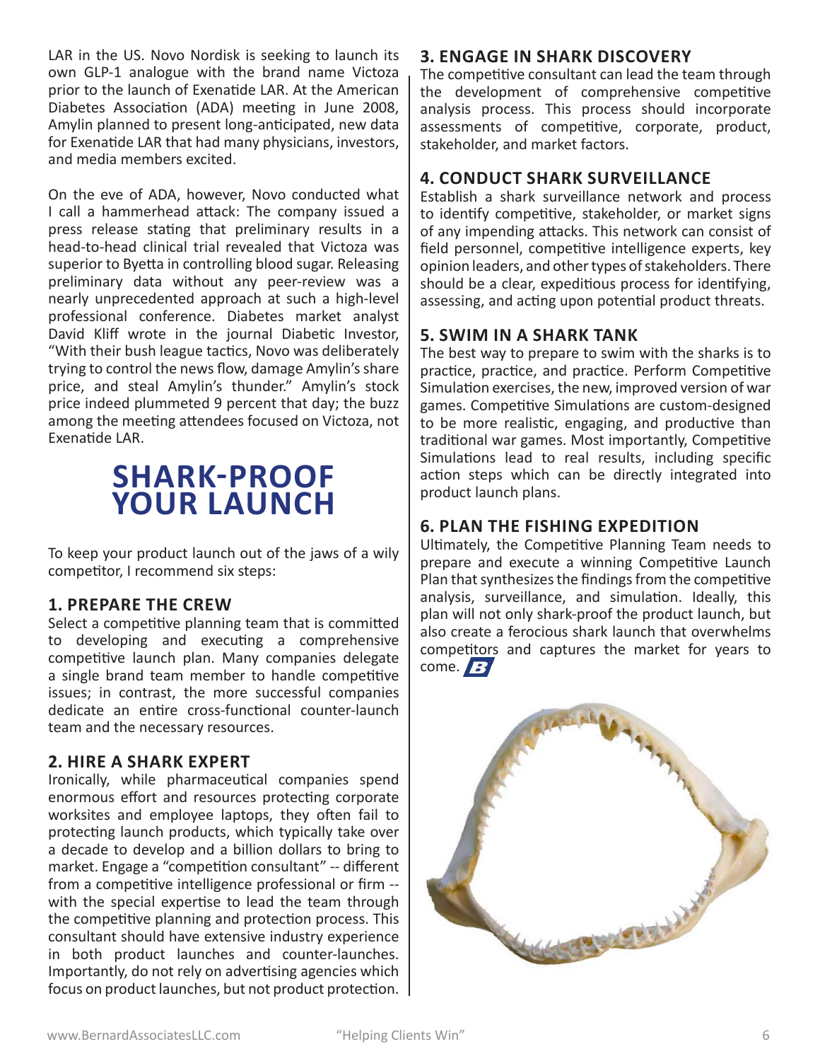LAR in the US. Novo Nordisk is seeking to launch its own GLP-1 analogue with the brand name Victoza prior to the launch of Exenatide LAR. At the American Diabetes Association (ADA) meeting in June 2008, Amylin planned to present long-anticipated, new data for Exenatide LAR that had many physicians, investors, and media members excited.

On the eve of ADA, however, Novo conducted what I call a hammerhead attack: The company issued a press release stating that preliminary results in a head-to-head clinical trial revealed that Victoza was superior to Byetta in controlling blood sugar. Releasing preliminary data without any peer-review was a nearly unprecedented approach at such a high-level professional conference. Diabetes market analyst David Kliff wrote in the journal Diabetic Investor, "With their bush league tactics, Novo was deliberately trying to control the news flow, damage Amylin's share price, and steal Amylin's thunder." Amylin's stock price indeed plummeted 9 percent that day; the buzz among the meeting attendees focused on Victoza, not Exenatide LAR.

# SHARK-PROOF YOUR LAUNCH

To keep your product launch out of the jaws of a wily competitor, I recommend six steps:

### 1. PREPARE THE CREW

Select a competitive planning team that is committed to developing and executing a comprehensive competitive launch plan. Many companies delegate a single brand team member to handle competitive issues; in contrast, the more successful companies dedicate an entire cross-functional counter-launch team and the necessary resources.

### 2. HIRE A SHARK EXPERT

Ironically, while pharmaceutical companies spend enormous effort and resources protecting corporate worksites and employee laptops, they often fail to protecting launch products, which typically take over a decade to develop and a billion dollars to bring to market. Engage a "competition consultant" -- different from a competitive intelligence professional or firm -- with the special expertise to lead the team through the competitive planning and protection process. This consultant should have extensive industry experience in both product launches and counter-launches. Importantly, do not rely on advertising agencies which focus on product launches, but not product protection.

### 3. ENGAGE IN SHARK DISCOVERY

The competitive consultant can lead the team through the development of comprehensive competitive analysis process. This process should incorporate assessments of competitive, corporate, product, stakeholder, and market factors.

### 4. CONDUCT SHARK SURVEILLANCE

Establish a shark surveillance network and process to identify competitive, stakeholder, or market signs of any impending attacks. This network can consist of field personnel, competitive intelligence experts, key opinion leaders, and other types of stakeholders. There should be a clear, expeditious process for identifying, assessing, and acting upon potential product threats.

### 5. SWIM IN A SHARK TANK

The best way to prepare to swim with the sharks is to practice, practice, and practice. Perform Competitive Simulation exercises, the new, improved version of war games. Competitive Simulations are custom-designed to be more realistic, engaging, and productive than traditional war games. Most importantly, Competitive Simulations lead to real results, including specific action steps which can be directly integrated into product launch plans.

### 6. PLAN THE FISHING EXPEDITION

Ultimately, the Competitive Planning Team needs to prepare and execute a winning Competitive Launch Plan that synthesizes the findings from the competitive analysis, surveillance, and simulation. Ideally, this plan will not only shark-proof the product launch, but also create a ferocious shark launch that overwhelms competitors and captures the market for years to come.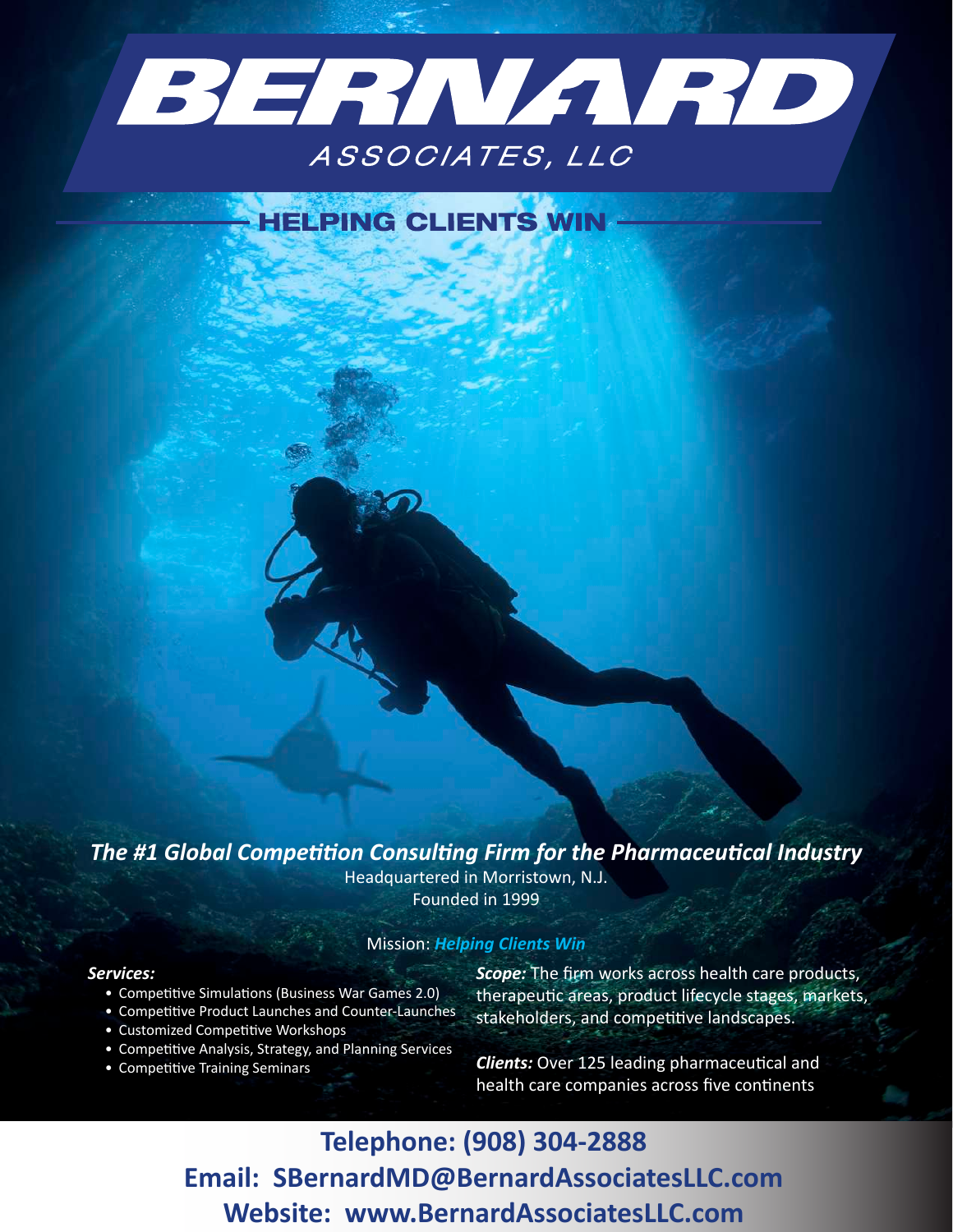# BERNARD

ASSOCIATES, LLC

## HELPING CLIENTS WIN

***The #1 Global Competition Consulting Firm for the Pharmaceutical Industry***

Headquartered in Morristown, N.J.

Founded in 1999

Mission: ***Helping Clients Win***

***Services:***

- Competitive Simulations (Business War Games 2.0)
- Competitive Product Launches and Counter-Launches
- Customized Competitive Workshops
- Competitive Analysis, Strategy, and Planning Services
- Competitive Training Seminars

***Scope:*** The firm works across health care products, therapeutic areas, product lifecycle stages, markets, stakeholders, and competitive landscapes.

***Clients:*** Over 125 leading pharmaceutical and health care companies across five continents

**Telephone: (908) 304-2888**

**Email: SBernardMD@BernardAssociatesLLC.com**

**Website: www.BernardAssociatesLLC.com**